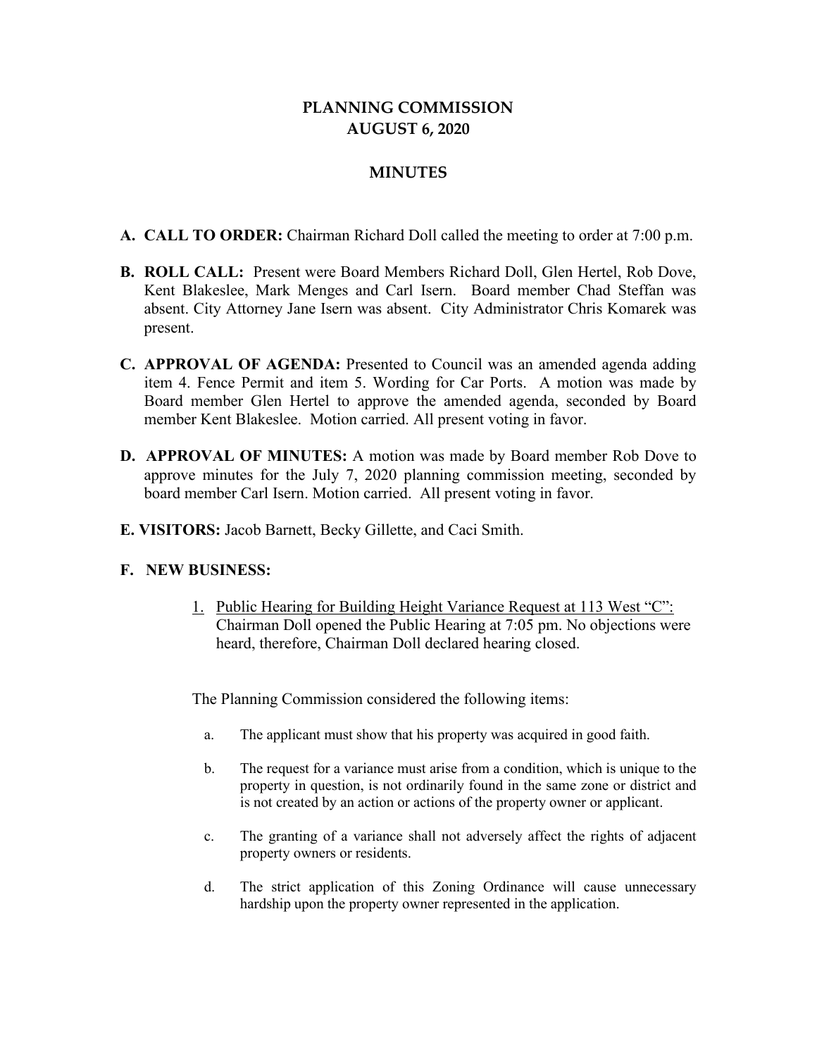# PLANNING COMMISSION
# AUGUST 6, 2020

## MINUTES

**A. CALL TO ORDER:** Chairman Richard Doll called the meeting to order at 7:00 p.m.

**B. ROLL CALL:** Present were Board Members Richard Doll, Glen Hertel, Rob Dove, Kent Blakeslee, Mark Menges and Carl Isern. Board member Chad Steffan was absent. City Attorney Jane Isern was absent. City Administrator Chris Komarek was present.

**C. APPROVAL OF AGENDA:** Presented to Council was an amended agenda adding item 4. Fence Permit and item 5. Wording for Car Ports. A motion was made by Board member Glen Hertel to approve the amended agenda, seconded by Board member Kent Blakeslee. Motion carried. All present voting in favor.

**D. APPROVAL OF MINUTES:** A motion was made by Board member Rob Dove to approve minutes for the July 7, 2020 planning commission meeting, seconded by board member Carl Isern. Motion carried. All present voting in favor.

**E. VISITORS:** Jacob Barnett, Becky Gillette, and Caci Smith.

**F. NEW BUSINESS:**

1. Public Hearing for Building Height Variance Request at 113 West "C": Chairman Doll opened the Public Hearing at 7:05 pm. No objections were heard, therefore, Chairman Doll declared hearing closed.

The Planning Commission considered the following items:

a. The applicant must show that his property was acquired in good faith.

b. The request for a variance must arise from a condition, which is unique to the property in question, is not ordinarily found in the same zone or district and is not created by an action or actions of the property owner or applicant.

c. The granting of a variance shall not adversely affect the rights of adjacent property owners or residents.

d. The strict application of this Zoning Ordinance will cause unnecessary hardship upon the property owner represented in the application.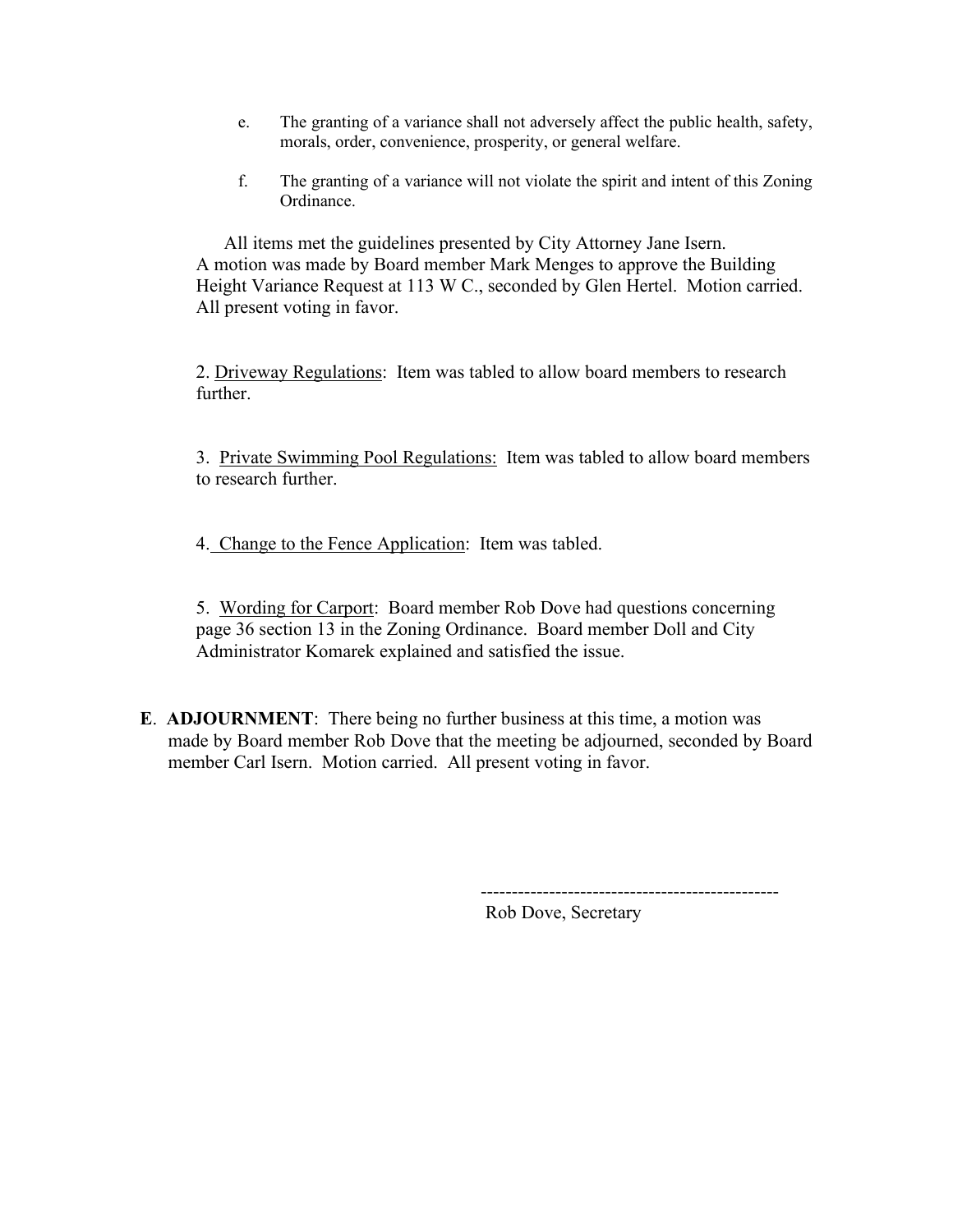e. The granting of a variance shall not adversely affect the public health, safety, morals, order, convenience, prosperity, or general welfare.

f. The granting of a variance will not violate the spirit and intent of this Zoning Ordinance.

All items met the guidelines presented by City Attorney Jane Isern. A motion was made by Board member Mark Menges to approve the Building Height Variance Request at 113 W C., seconded by Glen Hertel. Motion carried. All present voting in favor.

2. Driveway Regulations: Item was tabled to allow board members to research further.

3. Private Swimming Pool Regulations: Item was tabled to allow board members to research further.

4. Change to the Fence Application: Item was tabled.

5. Wording for Carport: Board member Rob Dove had questions concerning page 36 section 13 in the Zoning Ordinance. Board member Doll and City Administrator Komarek explained and satisfied the issue.

**E**. **ADJOURNMENT**: There being no further business at this time, a motion was made by Board member Rob Dove that the meeting be adjourned, seconded by Board member Carl Isern. Motion carried. All present voting in favor.

-----------------------------------------------

Rob Dove, Secretary